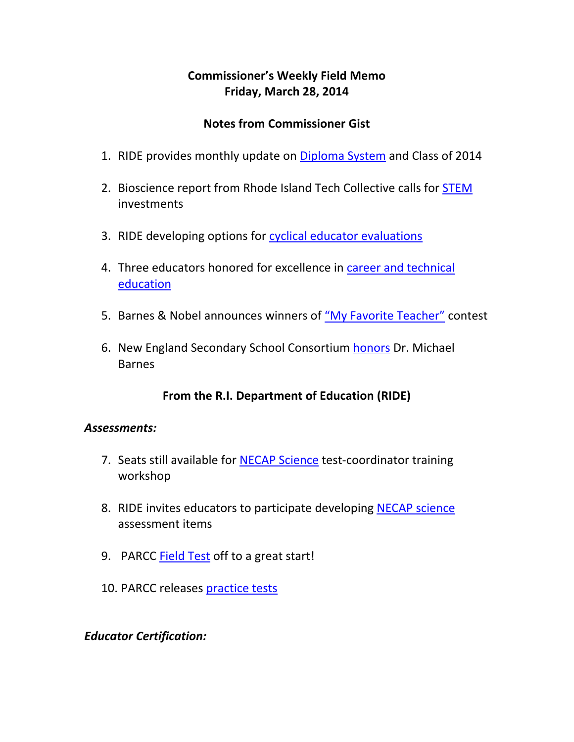# Commissioner's Weekly Field Memo
# Friday, March 28, 2014

## Notes from Commissioner Gist

1. RIDE provides monthly update on Diploma System and Class of 2014

2. Bioscience report from Rhode Island Tech Collective calls for STEM investments

3. RIDE developing options for cyclical educator evaluations

4. Three educators honored for excellence in career and technical education

5. Barnes & Nobel announces winners of "My Favorite Teacher" contest

6. New England Secondary School Consortium honors Dr. Michael Barnes

## From the R.I. Department of Education (RIDE)

### *Assessments:*

7. Seats still available for NECAP Science test-coordinator training workshop

8. RIDE invites educators to participate developing NECAP science assessment items

9. PARCC Field Test off to a great start!

10. PARCC releases practice tests

### *Educator Certification:*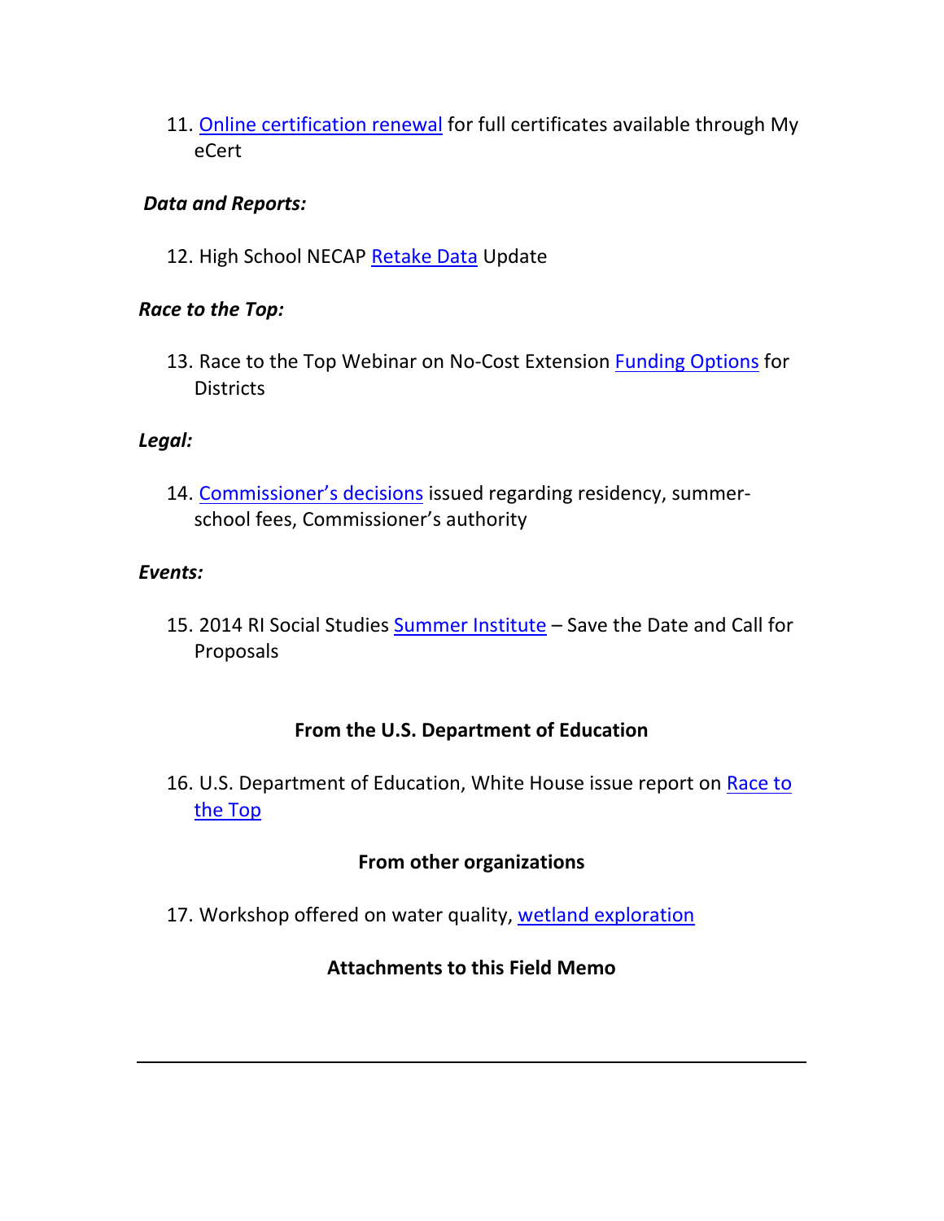11. Online certification renewal for full certificates available through My eCert

***Data and Reports:***

12. High School NECAP Retake Data Update

***Race to the Top:***

13. Race to the Top Webinar on No-Cost Extension Funding Options for Districts

***Legal:***

14. Commissioner's decisions issued regarding residency, summer-school fees, Commissioner's authority

***Events:***

15. 2014 RI Social Studies Summer Institute – Save the Date and Call for Proposals

**From the U.S. Department of Education**

16. U.S. Department of Education, White House issue report on Race to the Top

**From other organizations**

17. Workshop offered on water quality, wetland exploration

**Attachments to this Field Memo**

---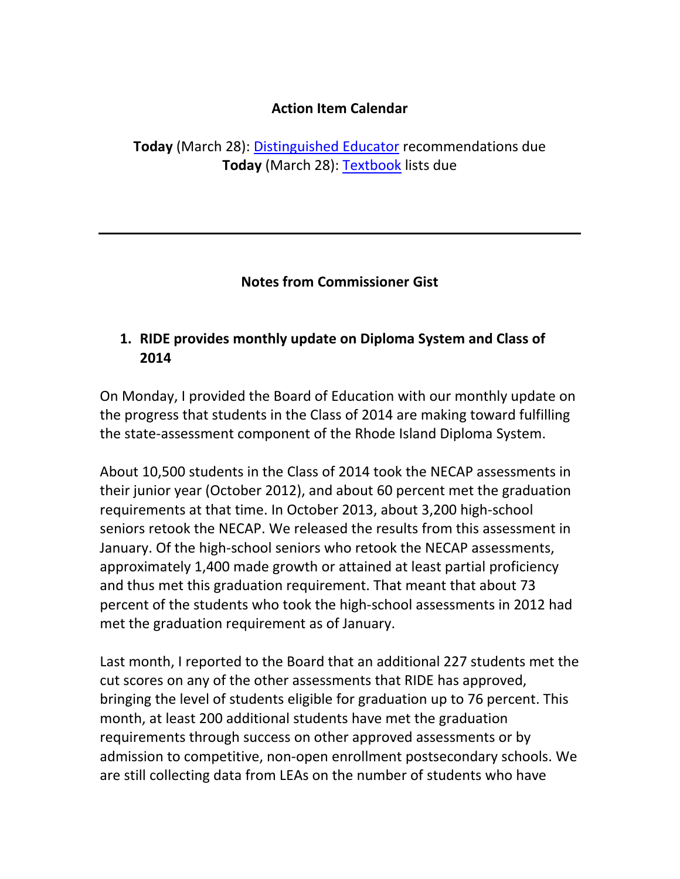## Action Item Calendar

**Today** (March 28): Distinguished Educator recommendations due
**Today** (March 28): Textbook lists due

---

## Notes from Commissioner Gist

### 1. RIDE provides monthly update on Diploma System and Class of 2014

On Monday, I provided the Board of Education with our monthly update on the progress that students in the Class of 2014 are making toward fulfilling the state-assessment component of the Rhode Island Diploma System.

About 10,500 students in the Class of 2014 took the NECAP assessments in their junior year (October 2012), and about 60 percent met the graduation requirements at that time. In October 2013, about 3,200 high-school seniors retook the NECAP. We released the results from this assessment in January. Of the high-school seniors who retook the NECAP assessments, approximately 1,400 made growth or attained at least partial proficiency and thus met this graduation requirement. That meant that about 73 percent of the students who took the high-school assessments in 2012 had met the graduation requirement as of January.

Last month, I reported to the Board that an additional 227 students met the cut scores on any of the other assessments that RIDE has approved, bringing the level of students eligible for graduation up to 76 percent. This month, at least 200 additional students have met the graduation requirements through success on other approved assessments or by admission to competitive, non-open enrollment postsecondary schools. We are still collecting data from LEAs on the number of students who have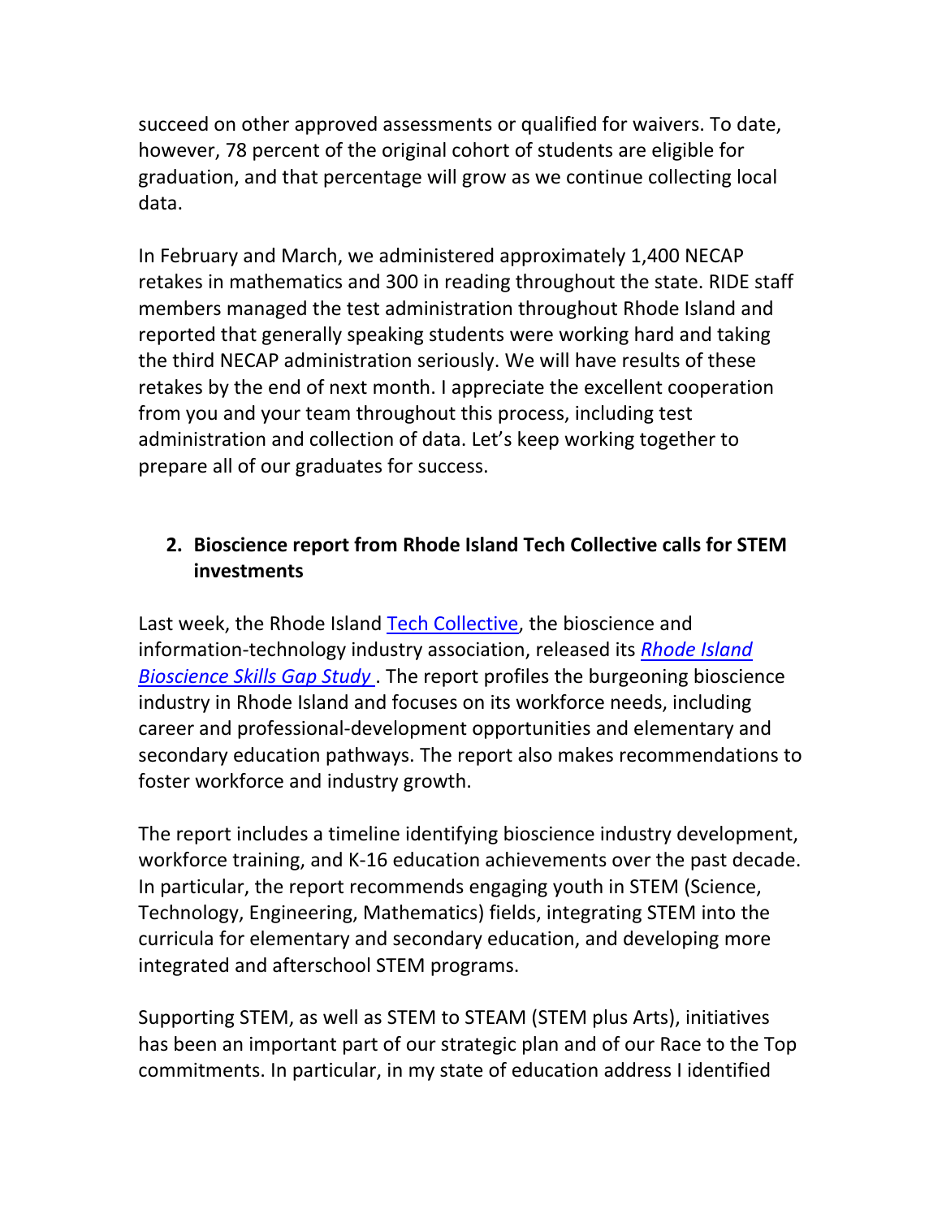succeed on other approved assessments or qualified for waivers. To date, however, 78 percent of the original cohort of students are eligible for graduation, and that percentage will grow as we continue collecting local data.

In February and March, we administered approximately 1,400 NECAP retakes in mathematics and 300 in reading throughout the state. RIDE staff members managed the test administration throughout Rhode Island and reported that generally speaking students were working hard and taking the third NECAP administration seriously. We will have results of these retakes by the end of next month. I appreciate the excellent cooperation from you and your team throughout this process, including test administration and collection of data. Let's keep working together to prepare all of our graduates for success.

2. **Bioscience report from Rhode Island Tech Collective calls for STEM investments**

Last week, the Rhode Island Tech Collective, the bioscience and information-technology industry association, released its *Rhode Island Bioscience Skills Gap Study*. The report profiles the burgeoning bioscience industry in Rhode Island and focuses on its workforce needs, including career and professional-development opportunities and elementary and secondary education pathways. The report also makes recommendations to foster workforce and industry growth.

The report includes a timeline identifying bioscience industry development, workforce training, and K-16 education achievements over the past decade. In particular, the report recommends engaging youth in STEM (Science, Technology, Engineering, Mathematics) fields, integrating STEM into the curricula for elementary and secondary education, and developing more integrated and afterschool STEM programs.

Supporting STEM, as well as STEM to STEAM (STEM plus Arts), initiatives has been an important part of our strategic plan and of our Race to the Top commitments. In particular, in my state of education address I identified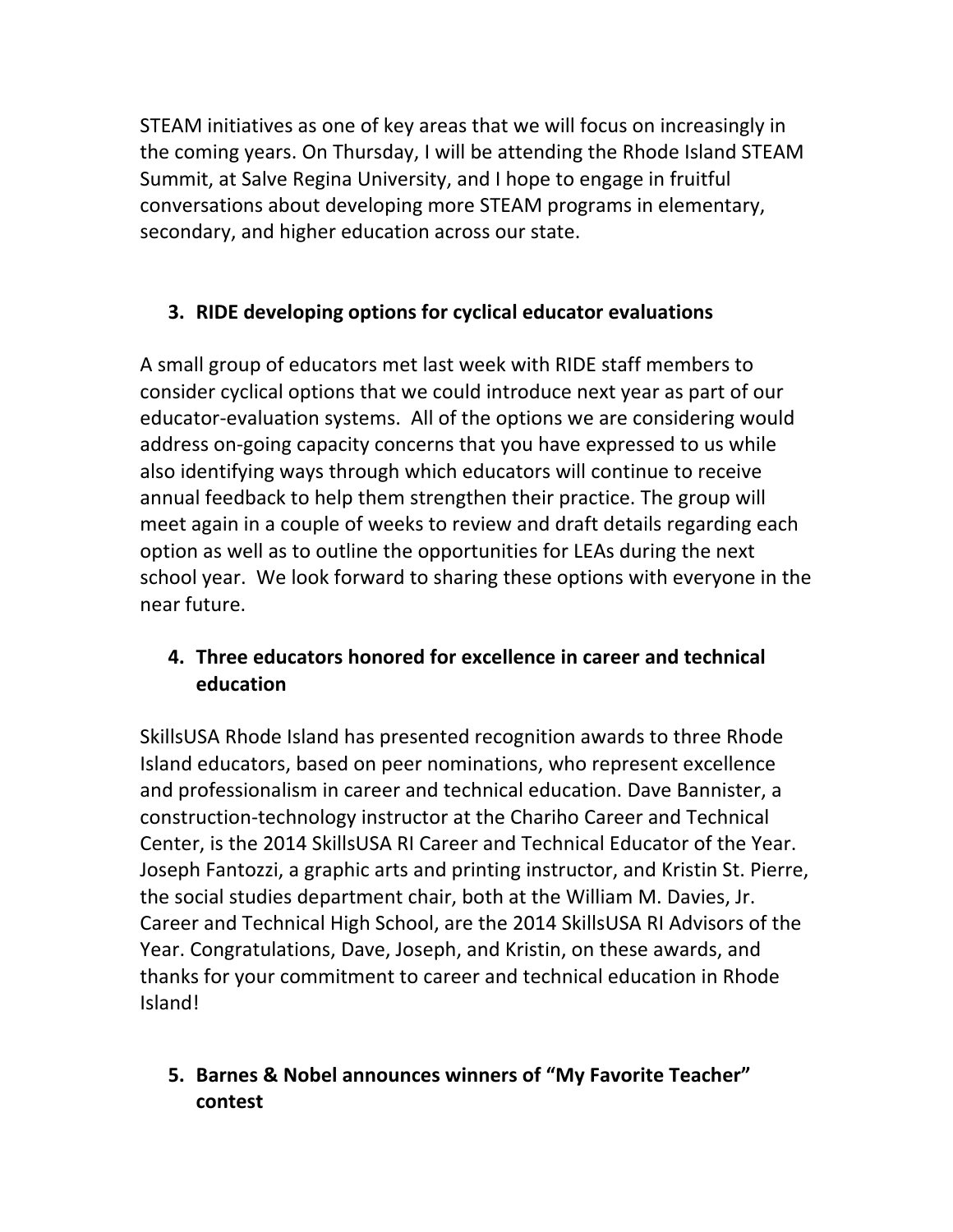STEAM initiatives as one of key areas that we will focus on increasingly in the coming years. On Thursday, I will be attending the Rhode Island STEAM Summit, at Salve Regina University, and I hope to engage in fruitful conversations about developing more STEAM programs in elementary, secondary, and higher education across our state.

3. **RIDE developing options for cyclical educator evaluations**

A small group of educators met last week with RIDE staff members to consider cyclical options that we could introduce next year as part of our educator-evaluation systems. All of the options we are considering would address on-going capacity concerns that you have expressed to us while also identifying ways through which educators will continue to receive annual feedback to help them strengthen their practice. The group will meet again in a couple of weeks to review and draft details regarding each option as well as to outline the opportunities for LEAs during the next school year. We look forward to sharing these options with everyone in the near future.

4. **Three educators honored for excellence in career and technical education**

SkillsUSA Rhode Island has presented recognition awards to three Rhode Island educators, based on peer nominations, who represent excellence and professionalism in career and technical education. Dave Bannister, a construction-technology instructor at the Chariho Career and Technical Center, is the 2014 SkillsUSA RI Career and Technical Educator of the Year. Joseph Fantozzi, a graphic arts and printing instructor, and Kristin St. Pierre, the social studies department chair, both at the William M. Davies, Jr. Career and Technical High School, are the 2014 SkillsUSA RI Advisors of the Year. Congratulations, Dave, Joseph, and Kristin, on these awards, and thanks for your commitment to career and technical education in Rhode Island!

5. **Barnes & Nobel announces winners of "My Favorite Teacher" contest**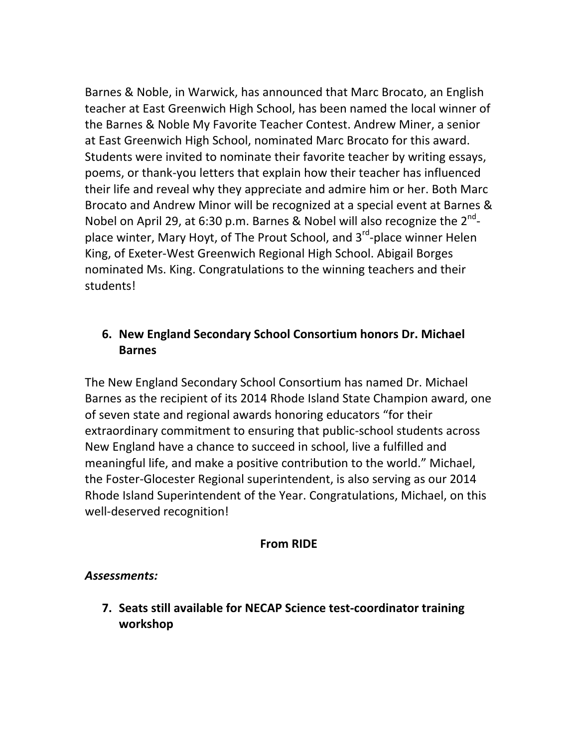Barnes & Noble, in Warwick, has announced that Marc Brocato, an English teacher at East Greenwich High School, has been named the local winner of the Barnes & Noble My Favorite Teacher Contest. Andrew Miner, a senior at East Greenwich High School, nominated Marc Brocato for this award. Students were invited to nominate their favorite teacher by writing essays, poems, or thank-you letters that explain how their teacher has influenced their life and reveal why they appreciate and admire him or her. Both Marc Brocato and Andrew Minor will be recognized at a special event at Barnes & Nobel on April 29, at 6:30 p.m. Barnes & Nobel will also recognize the 2nd-place winter, Mary Hoyt, of The Prout School, and 3rd-place winner Helen King, of Exeter-West Greenwich Regional High School. Abigail Borges nominated Ms. King. Congratulations to the winning teachers and their students!

6. **New England Secondary School Consortium honors Dr. Michael Barnes**

The New England Secondary School Consortium has named Dr. Michael Barnes as the recipient of its 2014 Rhode Island State Champion award, one of seven state and regional awards honoring educators "for their extraordinary commitment to ensuring that public-school students across New England have a chance to succeed in school, live a fulfilled and meaningful life, and make a positive contribution to the world." Michael, the Foster-Glocester Regional superintendent, is also serving as our 2014 Rhode Island Superintendent of the Year. Congratulations, Michael, on this well-deserved recognition!

**From RIDE**

***Assessments:***

7. **Seats still available for NECAP Science test-coordinator training workshop**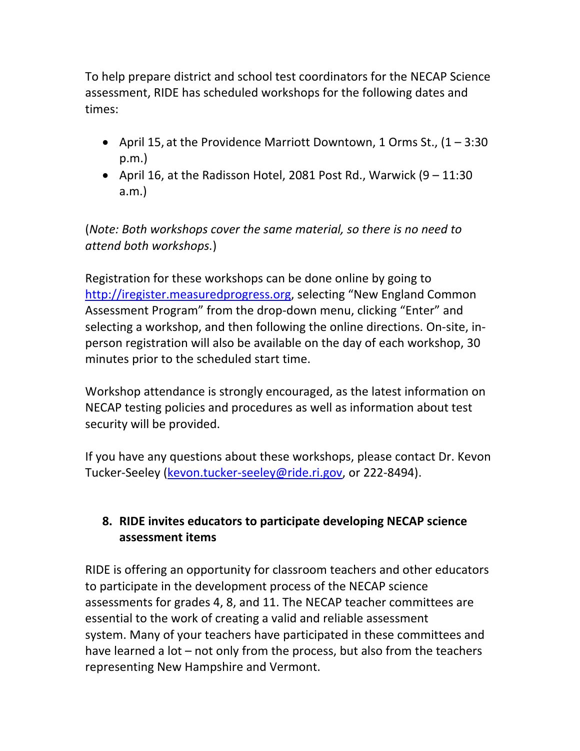To help prepare district and school test coordinators for the NECAP Science assessment, RIDE has scheduled workshops for the following dates and times:

- April 15, at the Providence Marriott Downtown, 1 Orms St., (1 – 3:30 p.m.)
- April 16, at the Radisson Hotel, 2081 Post Rd., Warwick (9 – 11:30 a.m.)

(*Note: Both workshops cover the same material, so there is no need to attend both workshops.*)

Registration for these workshops can be done online by going to [http://iregister.measuredprogress.org](http://iregister.measuredprogress.org), selecting "New England Common Assessment Program" from the drop-down menu, clicking "Enter" and selecting a workshop, and then following the online directions. On-site, in-person registration will also be available on the day of each workshop, 30 minutes prior to the scheduled start time.

Workshop attendance is strongly encouraged, as the latest information on NECAP testing policies and procedures as well as information about test security will be provided.

If you have any questions about these workshops, please contact Dr. Kevon Tucker-Seeley ([kevon.tucker-seeley@ride.ri.gov](mailto:kevon.tucker-seeley@ride.ri.gov), or 222-8494).

## 8. RIDE invites educators to participate developing NECAP science assessment items

RIDE is offering an opportunity for classroom teachers and other educators to participate in the development process of the NECAP science assessments for grades 4, 8, and 11. The NECAP teacher committees are essential to the work of creating a valid and reliable assessment system. Many of your teachers have participated in these committees and have learned a lot – not only from the process, but also from the teachers representing New Hampshire and Vermont.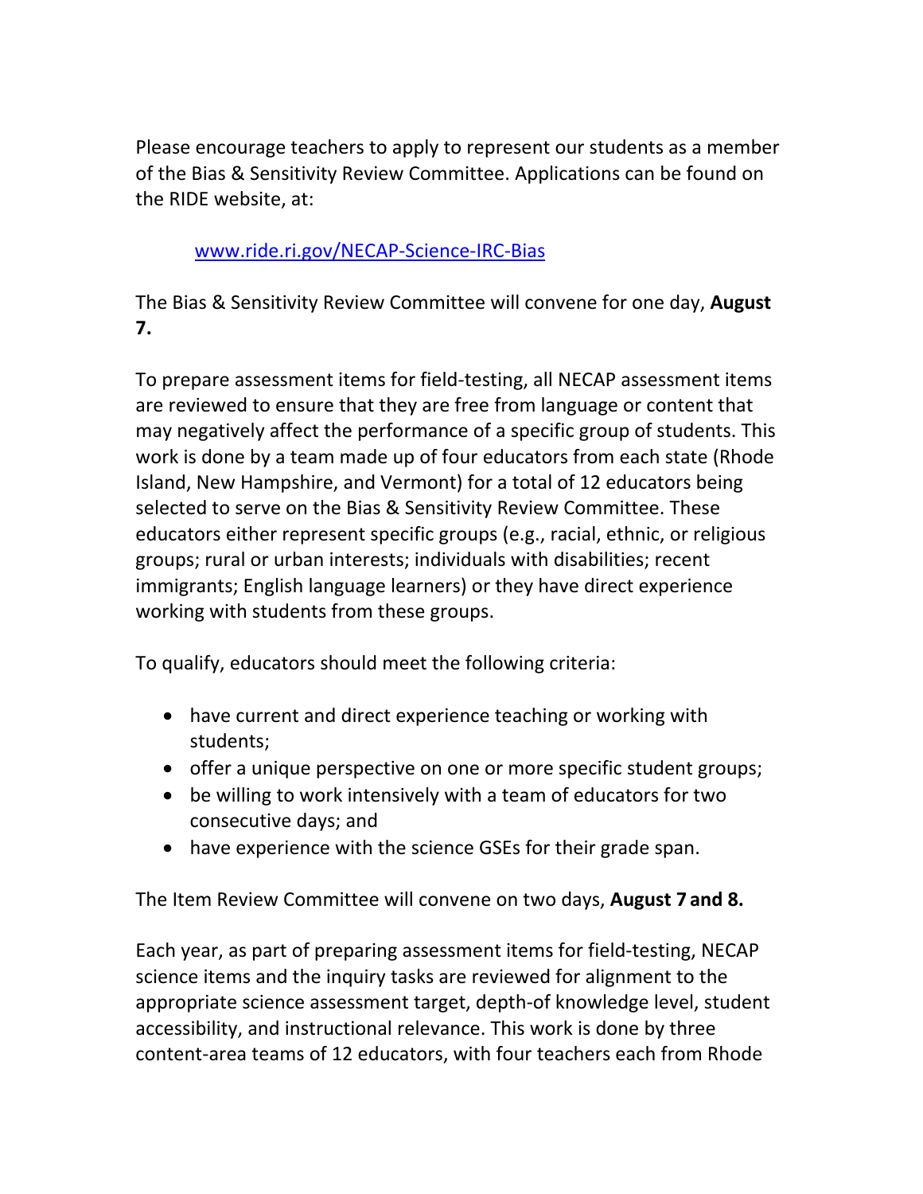Please encourage teachers to apply to represent our students as a member of the Bias & Sensitivity Review Committee. Applications can be found on the RIDE website, at:

> [www.ride.ri.gov/NECAP-Science-IRC-Bias](www.ride.ri.gov/NECAP-Science-IRC-Bias)

The Bias & Sensitivity Review Committee will convene for one day, **August 7.**

To prepare assessment items for field-testing, all NECAP assessment items are reviewed to ensure that they are free from language or content that may negatively affect the performance of a specific group of students. This work is done by a team made up of four educators from each state (Rhode Island, New Hampshire, and Vermont) for a total of 12 educators being selected to serve on the Bias & Sensitivity Review Committee. These educators either represent specific groups (e.g., racial, ethnic, or religious groups; rural or urban interests; individuals with disabilities; recent immigrants; English language learners) or they have direct experience working with students from these groups.

To qualify, educators should meet the following criteria:

- have current and direct experience teaching or working with students;
- offer a unique perspective on one or more specific student groups;
- be willing to work intensively with a team of educators for two consecutive days; and
- have experience with the science GSEs for their grade span.

The Item Review Committee will convene on two days, **August 7 and 8.**

Each year, as part of preparing assessment items for field-testing, NECAP science items and the inquiry tasks are reviewed for alignment to the appropriate science assessment target, depth-of knowledge level, student accessibility, and instructional relevance. This work is done by three content-area teams of 12 educators, with four teachers each from Rhode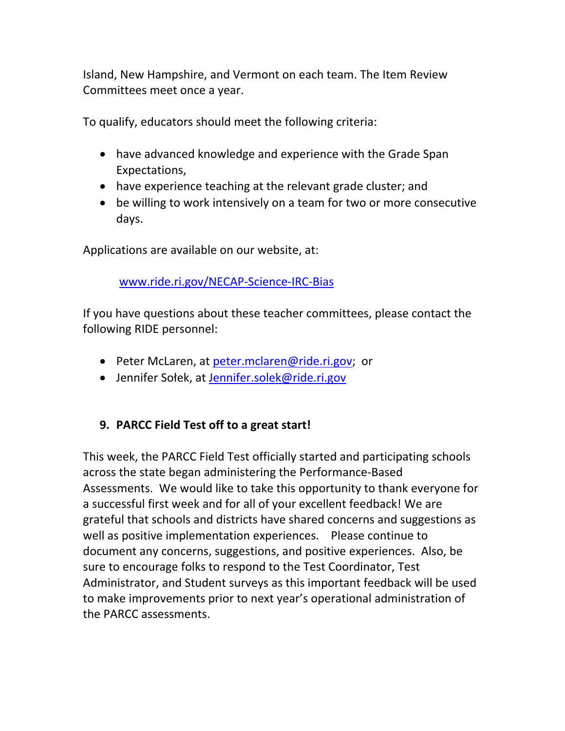Island, New Hampshire, and Vermont on each team. The Item Review Committees meet once a year.

To qualify, educators should meet the following criteria:

- have advanced knowledge and experience with the Grade Span Expectations,
- have experience teaching at the relevant grade cluster; and
- be willing to work intensively on a team for two or more consecutive days.

Applications are available on our website, at:

[www.ride.ri.gov/NECAP-Science-IRC-Bias](www.ride.ri.gov/NECAP-Science-IRC-Bias)

If you have questions about these teacher committees, please contact the following RIDE personnel:

- Peter McLaren, at peter.mclaren@ride.ri.gov; or
- Jennifer Sołek, at Jennifer.solek@ride.ri.gov

## 9. PARCC Field Test off to a great start!

This week, the PARCC Field Test officially started and participating schools across the state began administering the Performance-Based Assessments. We would like to take this opportunity to thank everyone for a successful first week and for all of your excellent feedback! We are grateful that schools and districts have shared concerns and suggestions as well as positive implementation experiences. Please continue to document any concerns, suggestions, and positive experiences. Also, be sure to encourage folks to respond to the Test Coordinator, Test Administrator, and Student surveys as this important feedback will be used to make improvements prior to next year's operational administration of the PARCC assessments.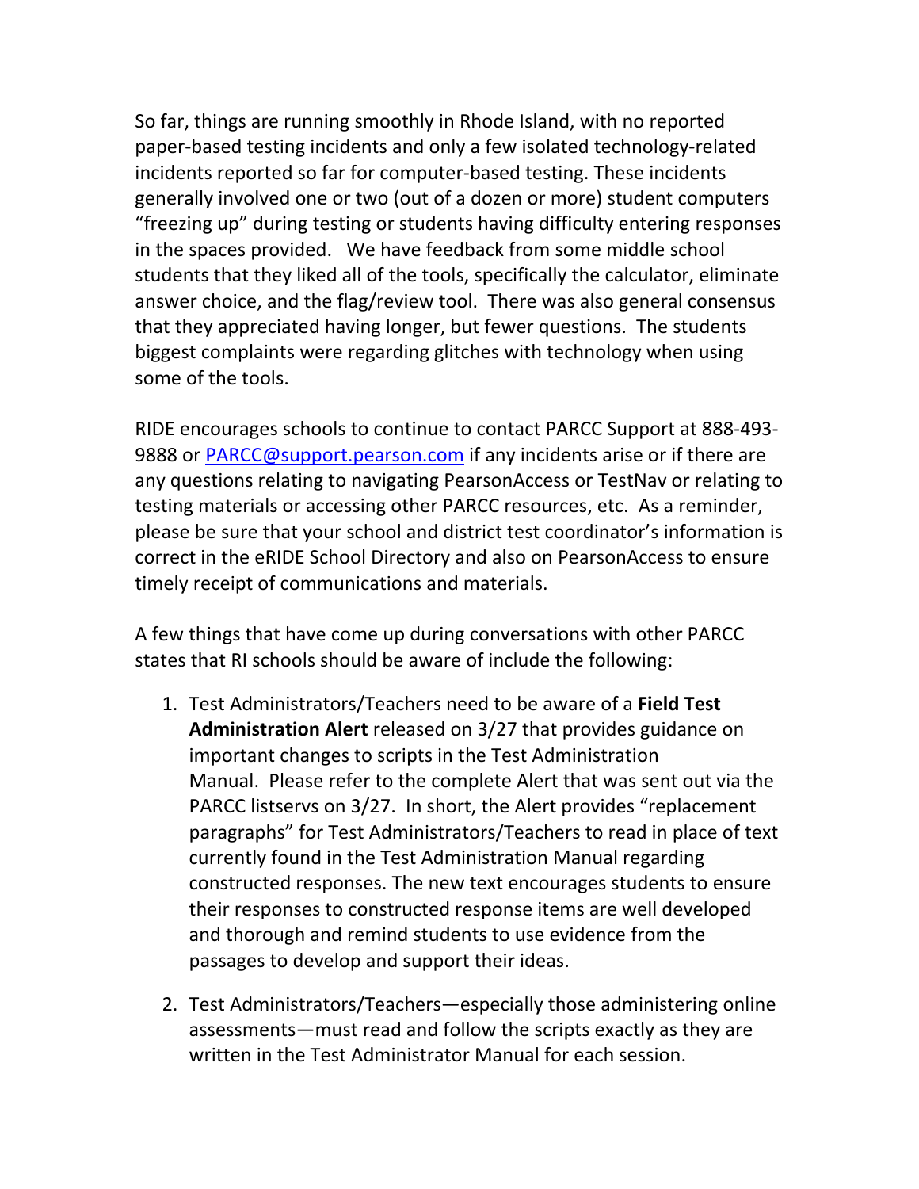So far, things are running smoothly in Rhode Island, with no reported paper-based testing incidents and only a few isolated technology-related incidents reported so far for computer-based testing. These incidents generally involved one or two (out of a dozen or more) student computers "freezing up" during testing or students having difficulty entering responses in the spaces provided. We have feedback from some middle school students that they liked all of the tools, specifically the calculator, eliminate answer choice, and the flag/review tool. There was also general consensus that they appreciated having longer, but fewer questions. The students biggest complaints were regarding glitches with technology when using some of the tools.

RIDE encourages schools to continue to contact PARCC Support at 888-493-9888 or PARCC@support.pearson.com if any incidents arise or if there are any questions relating to navigating PearsonAccess or TestNav or relating to testing materials or accessing other PARCC resources, etc. As a reminder, please be sure that your school and district test coordinator's information is correct in the eRIDE School Directory and also on PearsonAccess to ensure timely receipt of communications and materials.

A few things that have come up during conversations with other PARCC states that RI schools should be aware of include the following:

1. Test Administrators/Teachers need to be aware of a **Field Test Administration Alert** released on 3/27 that provides guidance on important changes to scripts in the Test Administration Manual. Please refer to the complete Alert that was sent out via the PARCC listservs on 3/27. In short, the Alert provides "replacement paragraphs" for Test Administrators/Teachers to read in place of text currently found in the Test Administration Manual regarding constructed responses. The new text encourages students to ensure their responses to constructed response items are well developed and thorough and remind students to use evidence from the passages to develop and support their ideas.

2. Test Administrators/Teachers—especially those administering online assessments—must read and follow the scripts exactly as they are written in the Test Administrator Manual for each session.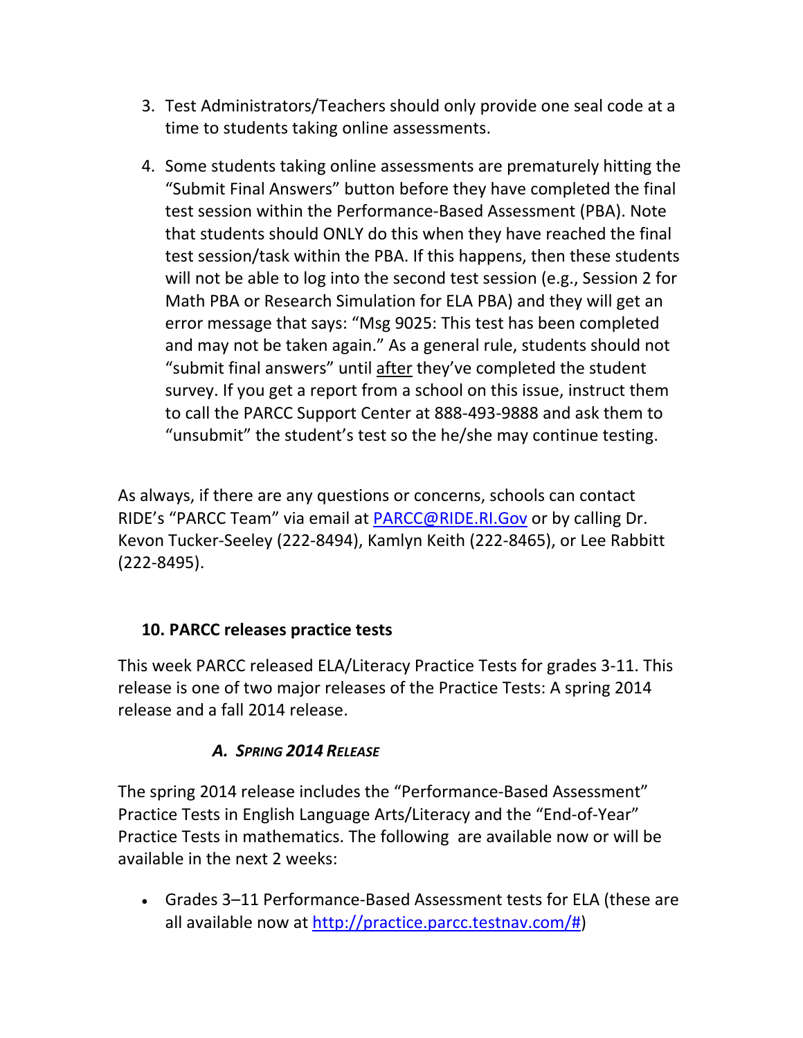3. Test Administrators/Teachers should only provide one seal code at a time to students taking online assessments.

4. Some students taking online assessments are prematurely hitting the "Submit Final Answers" button before they have completed the final test session within the Performance-Based Assessment (PBA). Note that students should ONLY do this when they have reached the final test session/task within the PBA. If this happens, then these students will not be able to log into the second test session (e.g., Session 2 for Math PBA or Research Simulation for ELA PBA) and they will get an error message that says: "Msg 9025: This test has been completed and may not be taken again." As a general rule, students should not "submit final answers" until <u>after</u> they've completed the student survey. If you get a report from a school on this issue, instruct them to call the PARCC Support Center at 888-493-9888 and ask them to "unsubmit" the student's test so the he/she may continue testing.

As always, if there are any questions or concerns, schools can contact RIDE's "PARCC Team" via email at [PARCC@RIDE.RI.Gov](mailto:PARCC@RIDE.RI.Gov) or by calling Dr. Kevon Tucker-Seeley (222-8494), Kamlyn Keith (222-8465), or Lee Rabbitt (222-8495).

### 10. PARCC releases practice tests

This week PARCC released ELA/Literacy Practice Tests for grades 3-11. This release is one of two major releases of the Practice Tests: A spring 2014 release and a fall 2014 release.

#### *A. Spring 2014 Release*

The spring 2014 release includes the "Performance-Based Assessment" Practice Tests in English Language Arts/Literacy and the "End-of-Year" Practice Tests in mathematics. The following are available now or will be available in the next 2 weeks:

- Grades 3–11 Performance-Based Assessment tests for ELA (these are all available now at [http://practice.parcc.testnav.com/#](http://practice.parcc.testnav.com/#))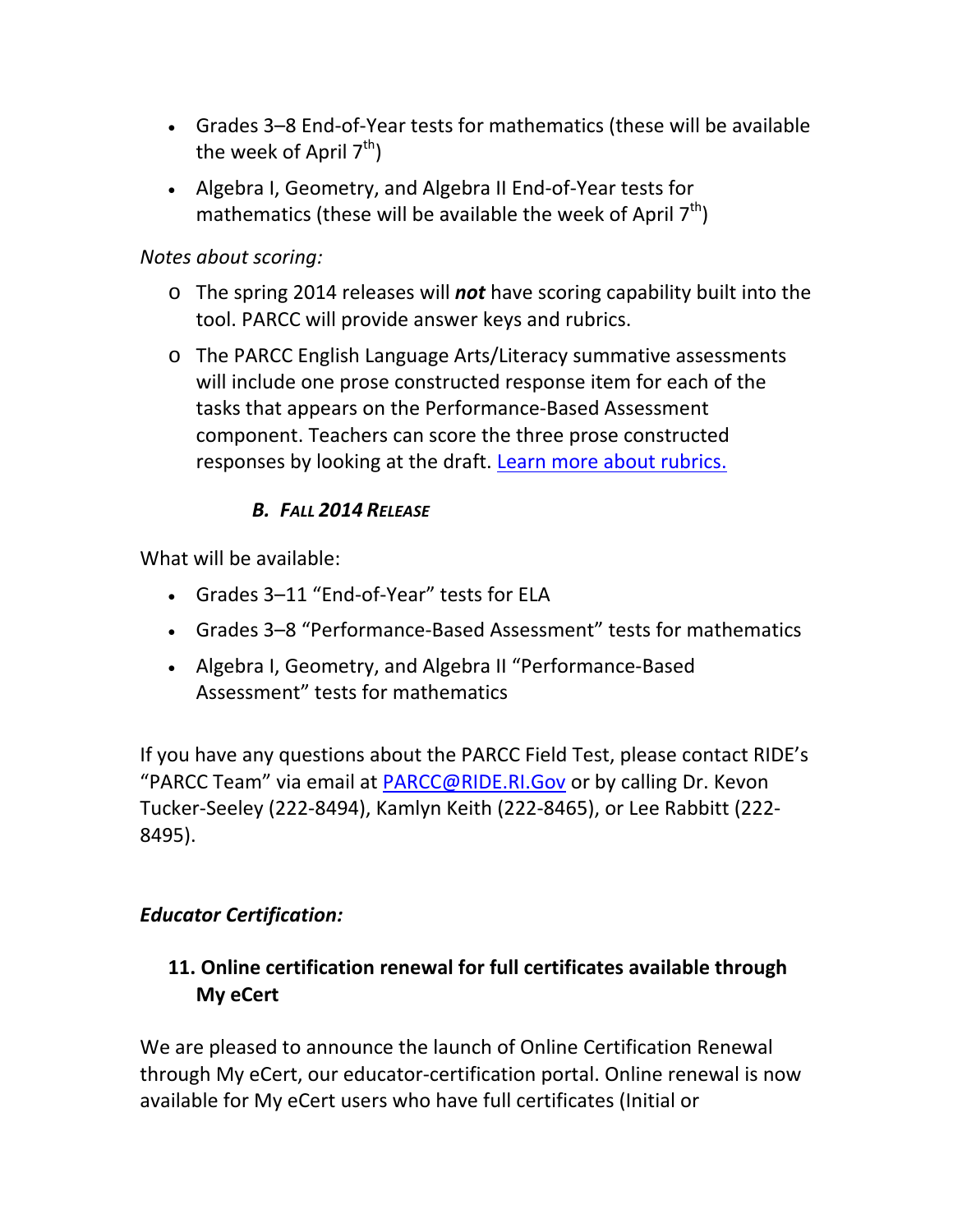- Grades 3–8 End-of-Year tests for mathematics (these will be available the week of April 7th)
- Algebra I, Geometry, and Algebra II End-of-Year tests for mathematics (these will be available the week of April 7th)

*Notes about scoring:*

- The spring 2014 releases will ***not*** have scoring capability built into the tool. PARCC will provide answer keys and rubrics.
- The PARCC English Language Arts/Literacy summative assessments will include one prose constructed response item for each of the tasks that appears on the Performance-Based Assessment component. Teachers can score the three prose constructed responses by looking at the draft. Learn more about rubrics.

### *B. Fall 2014 Release*

What will be available:

- Grades 3–11 "End-of-Year" tests for ELA
- Grades 3–8 "Performance-Based Assessment" tests for mathematics
- Algebra I, Geometry, and Algebra II "Performance-Based Assessment" tests for mathematics

If you have any questions about the PARCC Field Test, please contact RIDE's "PARCC Team" via email at PARCC@RIDE.RI.Gov or by calling Dr. Kevon Tucker-Seeley (222-8494), Kamlyn Keith (222-8465), or Lee Rabbitt (222-8495).

***Educator Certification:***

### 11. Online certification renewal for full certificates available through My eCert

We are pleased to announce the launch of Online Certification Renewal through My eCert, our educator-certification portal. Online renewal is now available for My eCert users who have full certificates (Initial or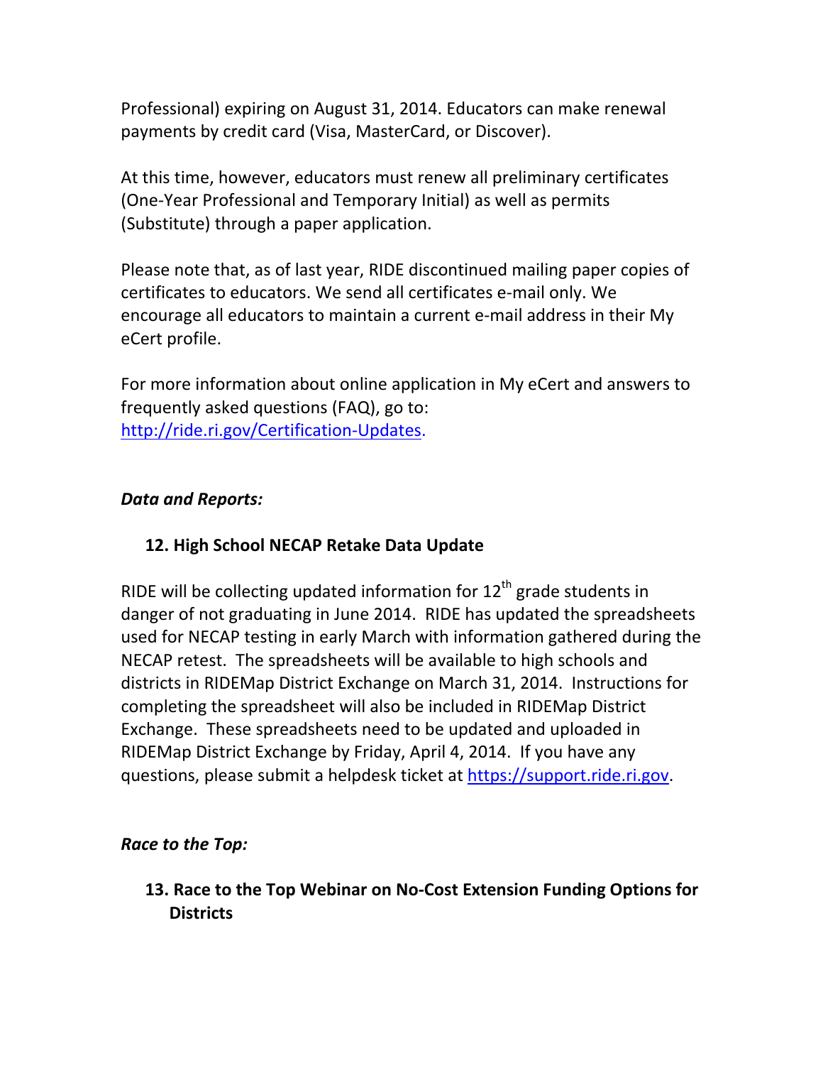Professional) expiring on August 31, 2014. Educators can make renewal payments by credit card (Visa, MasterCard, or Discover).

At this time, however, educators must renew all preliminary certificates (One-Year Professional and Temporary Initial) as well as permits (Substitute) through a paper application.

Please note that, as of last year, RIDE discontinued mailing paper copies of certificates to educators. We send all certificates e-mail only. We encourage all educators to maintain a current e-mail address in their My eCert profile.

For more information about online application in My eCert and answers to frequently asked questions (FAQ), go to: http://ride.ri.gov/Certification-Updates.

*Data and Reports:*

**12. High School NECAP Retake Data Update**

RIDE will be collecting updated information for 12th grade students in danger of not graduating in June 2014. RIDE has updated the spreadsheets used for NECAP testing in early March with information gathered during the NECAP retest. The spreadsheets will be available to high schools and districts in RIDEMap District Exchange on March 31, 2014. Instructions for completing the spreadsheet will also be included in RIDEMap District Exchange. These spreadsheets need to be updated and uploaded in RIDEMap District Exchange by Friday, April 4, 2014. If you have any questions, please submit a helpdesk ticket at https://support.ride.ri.gov.

*Race to the Top:*

**13. Race to the Top Webinar on No-Cost Extension Funding Options for Districts**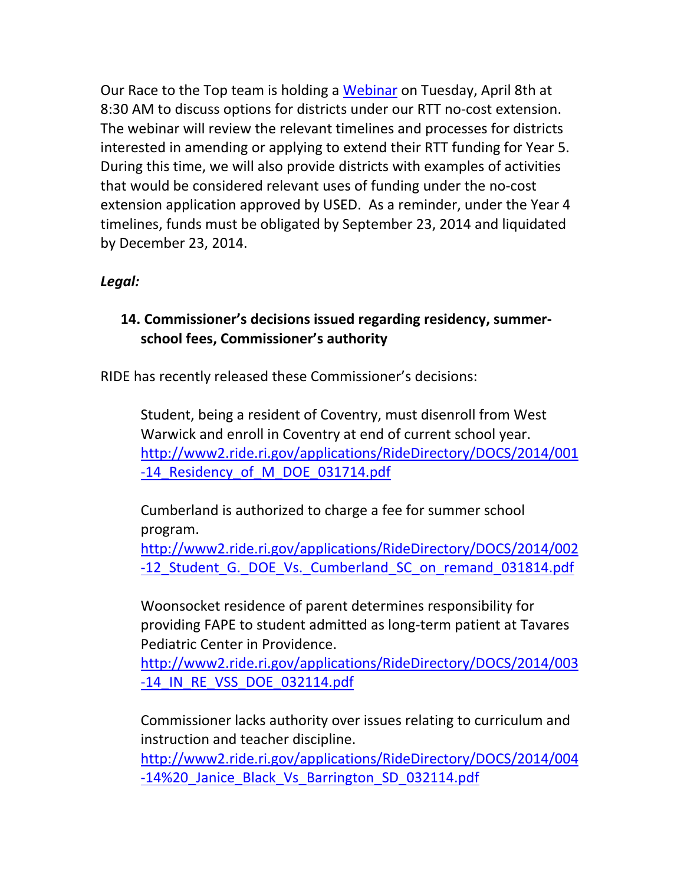Our Race to the Top team is holding a [Webinar]() on Tuesday, April 8th at 8:30 AM to discuss options for districts under our RTT no-cost extension. The webinar will review the relevant timelines and processes for districts interested in amending or applying to extend their RTT funding for Year 5. During this time, we will also provide districts with examples of activities that would be considered relevant uses of funding under the no-cost extension application approved by USED. As a reminder, under the Year 4 timelines, funds must be obligated by September 23, 2014 and liquidated by December 23, 2014.

***Legal:***

**14. Commissioner's decisions issued regarding residency, summer-school fees, Commissioner's authority**

RIDE has recently released these Commissioner's decisions:

> Student, being a resident of Coventry, must disenroll from West Warwick and enroll in Coventry at end of current school year.
> http://www2.ride.ri.gov/applications/RideDirectory/DOCS/2014/001-14_Residency_of_M_DOE_031714.pdf
>
> Cumberland is authorized to charge a fee for summer school program.
> http://www2.ride.ri.gov/applications/RideDirectory/DOCS/2014/002-12_Student_G._DOE_Vs._Cumberland_SC_on_remand_031814.pdf
>
> Woonsocket residence of parent determines responsibility for providing FAPE to student admitted as long-term patient at Tavares Pediatric Center in Providence.
> http://www2.ride.ri.gov/applications/RideDirectory/DOCS/2014/003-14_IN_RE_VSS_DOE_032114.pdf
>
> Commissioner lacks authority over issues relating to curriculum and instruction and teacher discipline.
> http://www2.ride.ri.gov/applications/RideDirectory/DOCS/2014/004-14%20_Janice_Black_Vs_Barrington_SD_032114.pdf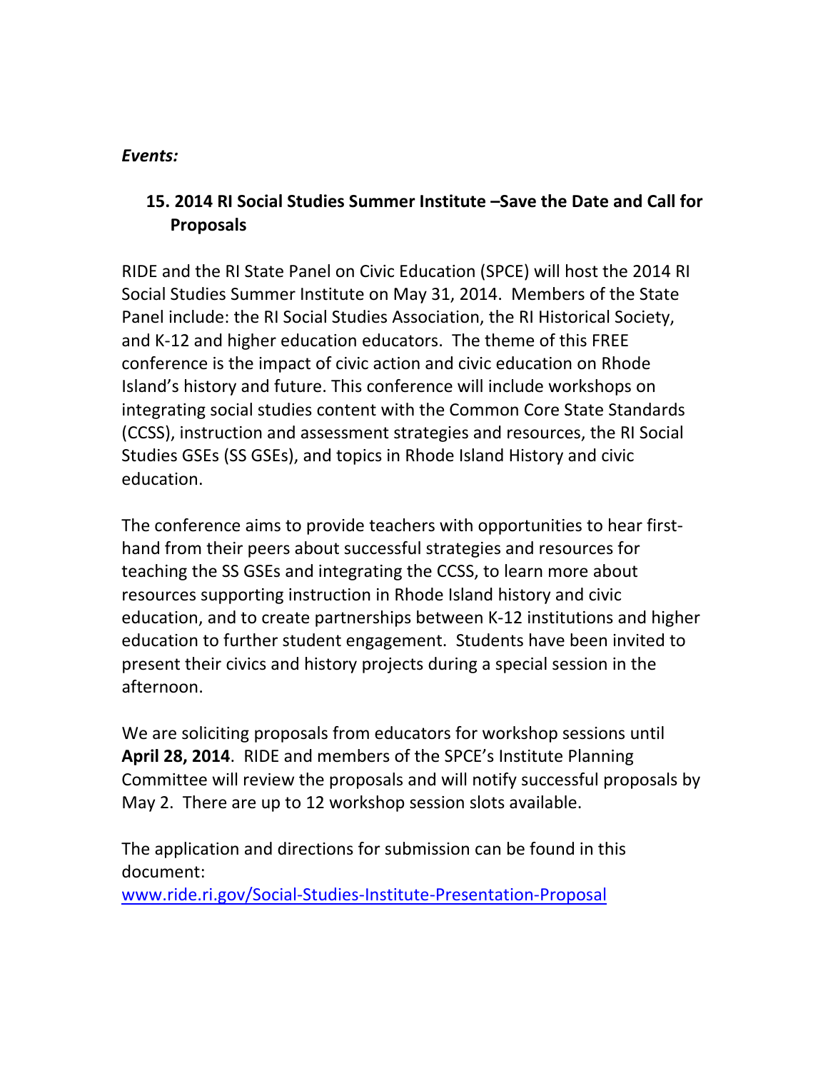*Events:*

**15. 2014 RI Social Studies Summer Institute –Save the Date and Call for Proposals**

RIDE and the RI State Panel on Civic Education (SPCE) will host the 2014 RI Social Studies Summer Institute on May 31, 2014. Members of the State Panel include: the RI Social Studies Association, the RI Historical Society, and K-12 and higher education educators. The theme of this FREE conference is the impact of civic action and civic education on Rhode Island's history and future. This conference will include workshops on integrating social studies content with the Common Core State Standards (CCSS), instruction and assessment strategies and resources, the RI Social Studies GSEs (SS GSEs), and topics in Rhode Island History and civic education.

The conference aims to provide teachers with opportunities to hear first-hand from their peers about successful strategies and resources for teaching the SS GSEs and integrating the CCSS, to learn more about resources supporting instruction in Rhode Island history and civic education, and to create partnerships between K-12 institutions and higher education to further student engagement. Students have been invited to present their civics and history projects during a special session in the afternoon.

We are soliciting proposals from educators for workshop sessions until **April 28, 2014**. RIDE and members of the SPCE's Institute Planning Committee will review the proposals and will notify successful proposals by May 2. There are up to 12 workshop session slots available.

The application and directions for submission can be found in this document:
[www.ride.ri.gov/Social-Studies-Institute-Presentation-Proposal](http://www.ride.ri.gov/Social-Studies-Institute-Presentation-Proposal)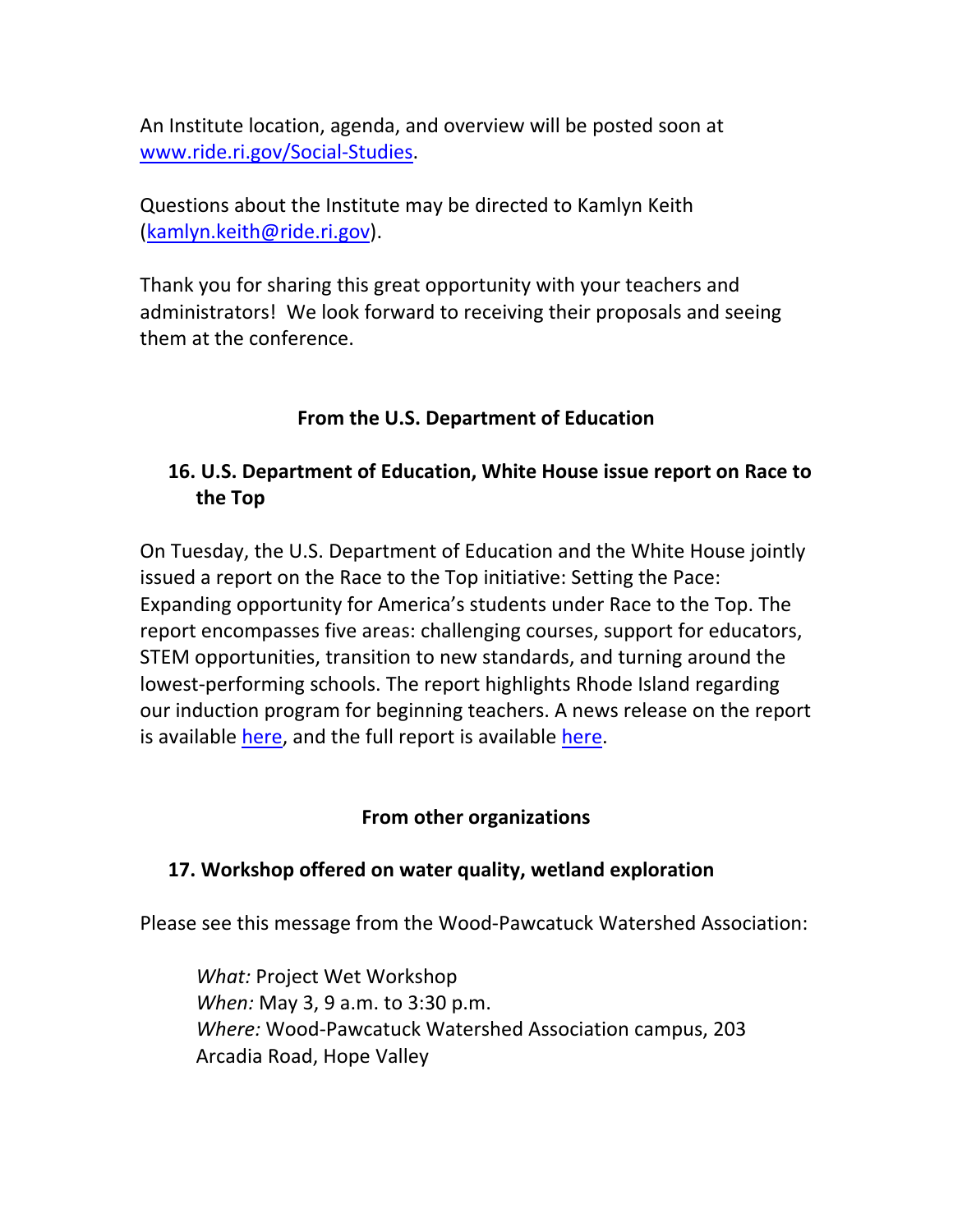An Institute location, agenda, and overview will be posted soon at [www.ride.ri.gov/Social-Studies](www.ride.ri.gov/Social-Studies).

Questions about the Institute may be directed to Kamlyn Keith ([kamlyn.keith@ride.ri.gov](mailto:kamlyn.keith@ride.ri.gov)).

Thank you for sharing this great opportunity with your teachers and administrators! We look forward to receiving their proposals and seeing them at the conference.

## From the U.S. Department of Education

### 16. U.S. Department of Education, White House issue report on Race to the Top

On Tuesday, the U.S. Department of Education and the White House jointly issued a report on the Race to the Top initiative: Setting the Pace: Expanding opportunity for America's students under Race to the Top. The report encompasses five areas: challenging courses, support for educators, STEM opportunities, transition to new standards, and turning around the lowest-performing schools. The report highlights Rhode Island regarding our induction program for beginning teachers. A news release on the report is available here, and the full report is available here.

## From other organizations

### 17. Workshop offered on water quality, wetland exploration

Please see this message from the Wood-Pawcatuck Watershed Association:

> *What:* Project Wet Workshop
> *When:* May 3, 9 a.m. to 3:30 p.m.
> *Where:* Wood-Pawcatuck Watershed Association campus, 203 Arcadia Road, Hope Valley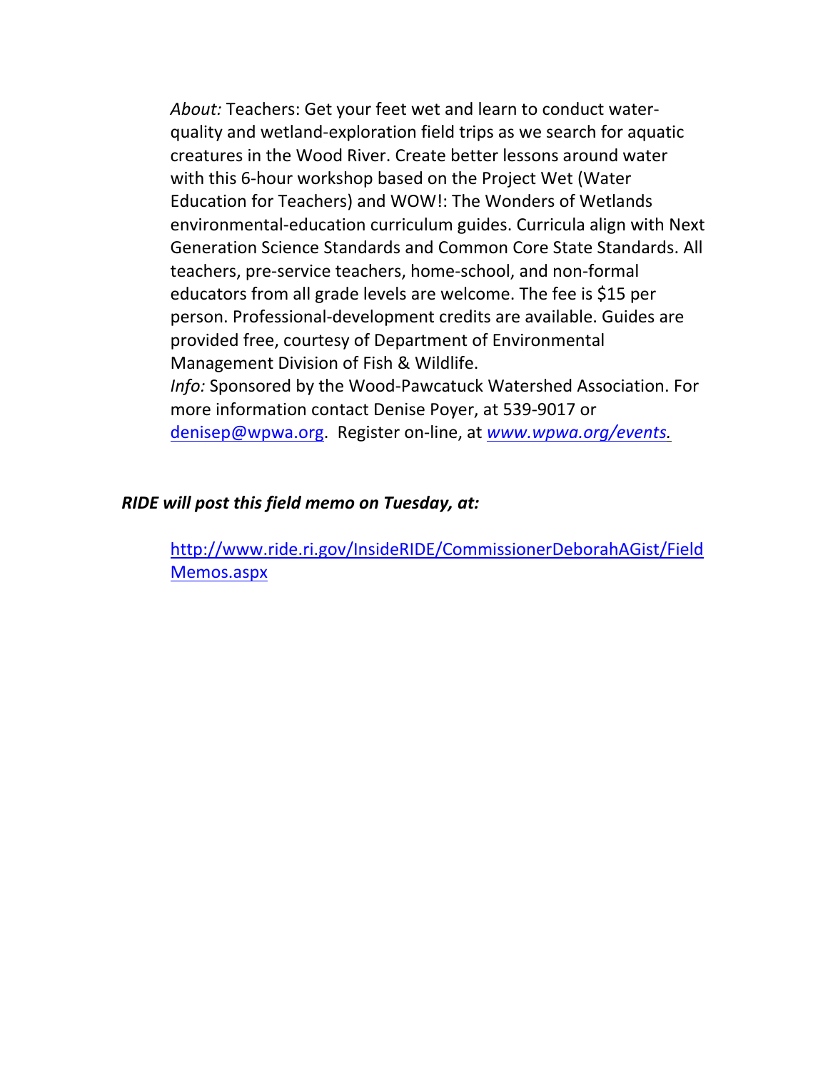*About:* Teachers: Get your feet wet and learn to conduct water-quality and wetland-exploration field trips as we search for aquatic creatures in the Wood River. Create better lessons around water with this 6-hour workshop based on the Project Wet (Water Education for Teachers) and WOW!: The Wonders of Wetlands environmental-education curriculum guides. Curricula align with Next Generation Science Standards and Common Core State Standards. All teachers, pre-service teachers, home-school, and non-formal educators from all grade levels are welcome. The fee is $15 per person. Professional-development credits are available. Guides are provided free, courtesy of Department of Environmental Management Division of Fish & Wildlife.
*Info:* Sponsored by the Wood-Pawcatuck Watershed Association. For more information contact Denise Poyer, at 539-9017 or denisep@wpwa.org. Register on-line, at *www.wpwa.org/events.*

***RIDE will post this field memo on Tuesday, at:***

http://www.ride.ri.gov/InsideRIDE/CommissionerDeborahAGist/FieldMemos.aspx